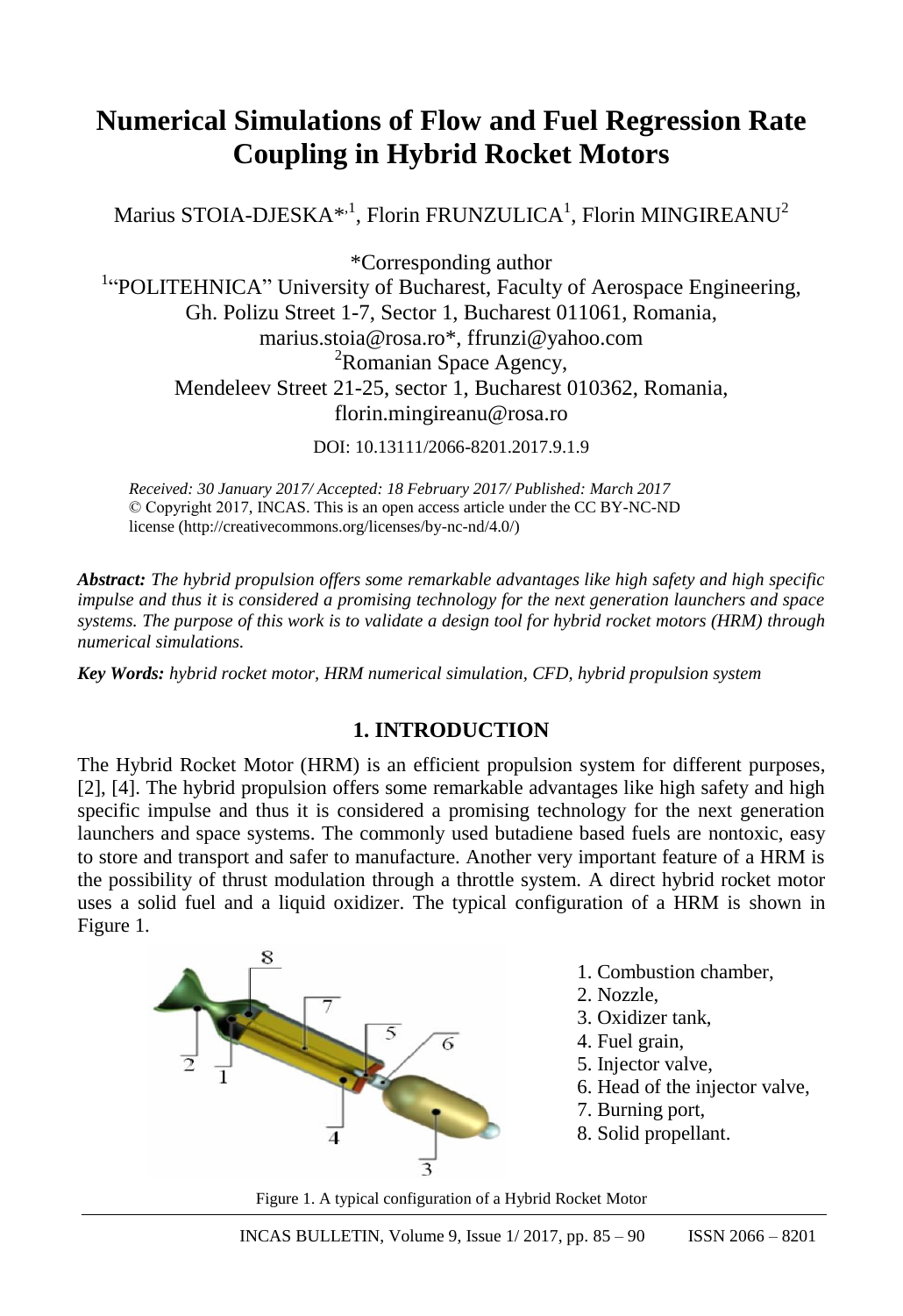# Numerical Simulations of Flow and Fuel Regression Rate Coupling in Hybrid Rocket Motors

Marius STOIA-DJESKA*[,1], Florin FRUNZULICA[1], Florin MINGIREANU[2]

*Corresponding author

[1]"POLITEHNICA" University of Bucharest, Faculty of Aerospace Engineering, Gh. Polizu Street 1-7, Sector 1, Bucharest 011061, Romania, marius.stoia@rosa.ro*, ffrunzi@yahoo.com

[2]Romanian Space Agency, Mendeleev Street 21-25, sector 1, Bucharest 010362, Romania, florin.mingireanu@rosa.ro

DOI: 10.13111/2066-8201.2017.9.1.9

*Received: 30 January 2017/ Accepted: 18 February 2017/ Published: March 2017*
© Copyright 2017, INCAS. This is an open access article under the CC BY-NC-ND license (http://creativecommons.org/licenses/by-nc-nd/4.0/)

***Abstract:*** *The hybrid propulsion offers some remarkable advantages like high safety and high specific impulse and thus it is considered a promising technology for the next generation launchers and space systems. The purpose of this work is to validate a design tool for hybrid rocket motors (HRM) through numerical simulations.*

***Key Words:*** *hybrid rocket motor, HRM numerical simulation, CFD, hybrid propulsion system*

## 1. INTRODUCTION

The Hybrid Rocket Motor (HRM) is an efficient propulsion system for different purposes, [2], [4]. The hybrid propulsion offers some remarkable advantages like high safety and high specific impulse and thus it is considered a promising technology for the next generation launchers and space systems. The commonly used butadiene based fuels are nontoxic, easy to store and transport and safer to manufacture. Another very important feature of a HRM is the possibility of thrust modulation through a throttle system. A direct hybrid rocket motor uses a solid fuel and a liquid oxidizer. The typical configuration of a HRM is shown in Figure 1.

1. Combustion chamber,
2. Nozzle,
3. Oxidizer tank,
4. Fuel grain,
5. Injector valve,
6. Head of the injector valve,
7. Burning port,
8. Solid propellant.

Figure 1. A typical configuration of a Hybrid Rocket Motor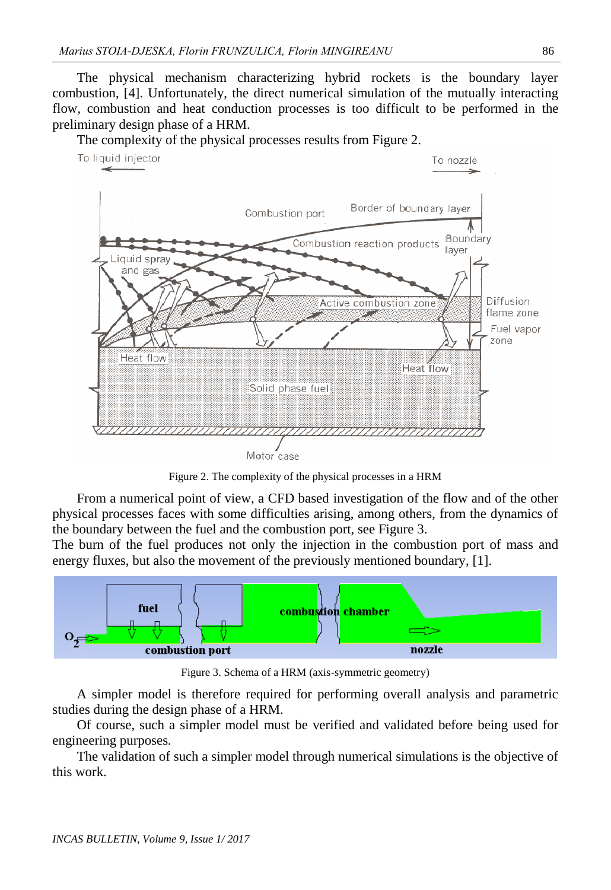The physical mechanism characterizing hybrid rockets is the boundary layer combustion, [4]. Unfortunately, the direct numerical simulation of the mutually interacting flow, combustion and heat conduction processes is too difficult to be performed in the preliminary design phase of a HRM.

The complexity of the physical processes results from Figure 2.

Figure 2. The complexity of the physical processes in a HRM

From a numerical point of view, a CFD based investigation of the flow and of the other physical processes faces with some difficulties arising, among others, from the dynamics of the boundary between the fuel and the combustion port, see Figure 3.
The burn of the fuel produces not only the injection in the combustion port of mass and energy fluxes, but also the movement of the previously mentioned boundary, [1].

Figure 3. Schema of a HRM (axis-symmetric geometry)

A simpler model is therefore required for performing overall analysis and parametric studies during the design phase of a HRM.

Of course, such a simpler model must be verified and validated before being used for engineering purposes.

The validation of such a simpler model through numerical simulations is the objective of this work.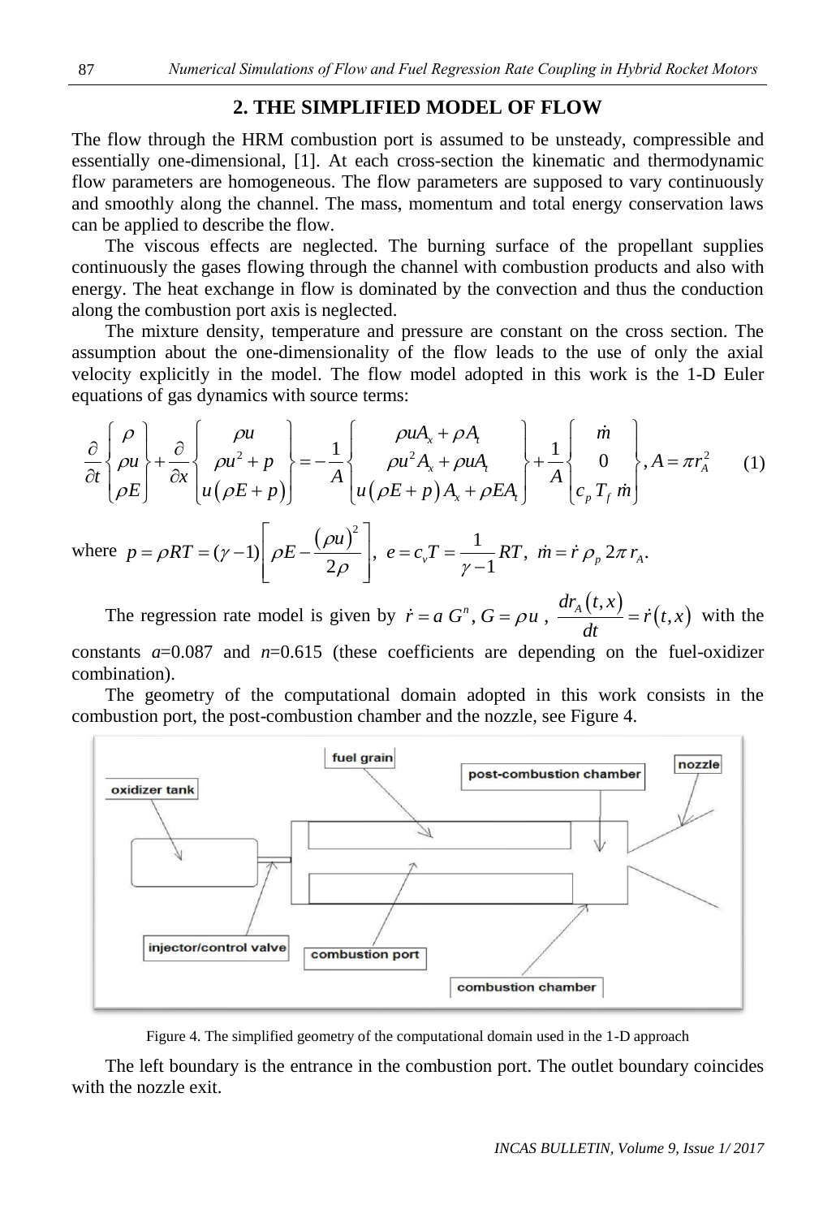## 2. THE SIMPLIFIED MODEL OF FLOW

The flow through the HRM combustion port is assumed to be unsteady, compressible and essentially one-dimensional, [1]. At each cross-section the kinematic and thermodynamic flow parameters are homogeneous. The flow parameters are supposed to vary continuously and smoothly along the channel. The mass, momentum and total energy conservation laws can be applied to describe the flow.

The viscous effects are neglected. The burning surface of the propellant supplies continuously the gases flowing through the channel with combustion products and also with energy. The heat exchange in flow is dominated by the convection and thus the conduction along the combustion port axis is neglected.

The mixture density, temperature and pressure are constant on the cross section. The assumption about the one-dimensionality of the flow leads to the use of only the axial velocity explicitly in the model. The flow model adopted in this work is the 1-D Euler equations of gas dynamics with source terms:

$$\frac{\partial}{\partial t}\begin{Bmatrix}\rho \\ \rho u \\ \rho E\end{Bmatrix}+\frac{\partial}{\partial x}\begin{Bmatrix}\rho u \\ \rho u^2+p \\ u(\rho E+p)\end{Bmatrix}=-\frac{1}{A}\begin{Bmatrix}\rho u A_x+\rho A_t \\ \rho u^2 A_x+\rho u A_t \\ u(\rho E+p)A_x+\rho E A_t\end{Bmatrix}+\frac{1}{A}\begin{Bmatrix}\dot m \\ 0 \\ c_p T_f \dot m\end{Bmatrix}, A=\pi r_A^2 \tag{1}$$

where $p=\rho RT=(\gamma-1)\left[\rho E-\frac{(\rho u)^2}{2\rho}\right]$, $e=c_v T=\frac{1}{\gamma-1}RT$, $\dot m=\dot r\,\rho_p\,2\pi r_A$.

The regression rate model is given by $\dot r=a\,G^n$, $G=\rho u$, $\frac{dr_A(t,x)}{dt}=\dot r(t,x)$ with the constants $a$=0.087 and $n$=0.615 (these coefficients are depending on the fuel-oxidizer combination).

The geometry of the computational domain adopted in this work consists in the combustion port, the post-combustion chamber and the nozzle, see Figure 4.

Figure 4. The simplified geometry of the computational domain used in the 1-D approach

The left boundary is the entrance in the combustion port. The outlet boundary coincides with the nozzle exit.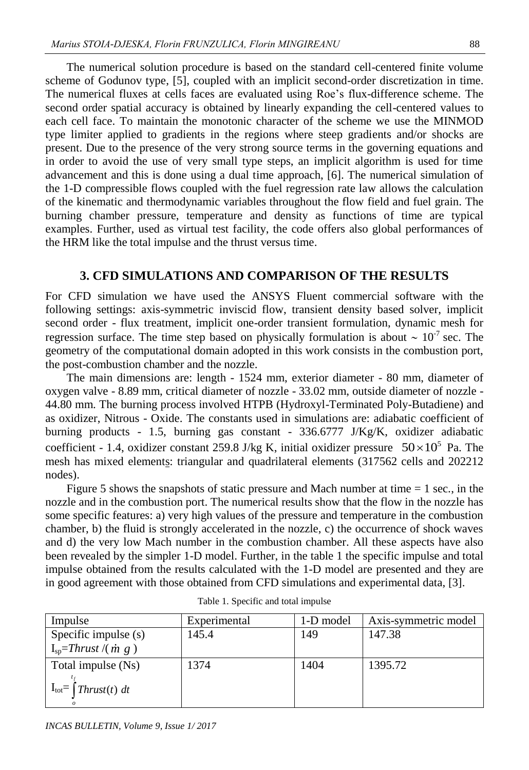The numerical solution procedure is based on the standard cell-centered finite volume scheme of Godunov type, [5], coupled with an implicit second-order discretization in time. The numerical fluxes at cells faces are evaluated using Roe's flux-difference scheme. The second order spatial accuracy is obtained by linearly expanding the cell-centered values to each cell face. To maintain the monotonic character of the scheme we use the MINMOD type limiter applied to gradients in the regions where steep gradients and/or shocks are present. Due to the presence of the very strong source terms in the governing equations and in order to avoid the use of very small type steps, an implicit algorithm is used for time advancement and this is done using a dual time approach, [6]. The numerical simulation of the 1-D compressible flows coupled with the fuel regression rate law allows the calculation of the kinematic and thermodynamic variables throughout the flow field and fuel grain. The burning chamber pressure, temperature and density as functions of time are typical examples. Further, used as virtual test facility, the code offers also global performances of the HRM like the total impulse and the thrust versus time.

## 3. CFD SIMULATIONS AND COMPARISON OF THE RESULTS

For CFD simulation we have used the ANSYS Fluent commercial software with the following settings: axis-symmetric inviscid flow, transient density based solver, implicit second order - flux treatment, implicit one-order transient formulation, dynamic mesh for regression surface. The time step based on physically formulation is about $\sim 10^{-7}$ sec. The geometry of the computational domain adopted in this work consists in the combustion port, the post-combustion chamber and the nozzle.

The main dimensions are: length - 1524 mm, exterior diameter - 80 mm, diameter of oxygen valve - 8.89 mm, critical diameter of nozzle - 33.02 mm, outside diameter of nozzle - 44.80 mm. The burning process involved HTPB (Hydroxyl-Terminated Poly-Butadiene) and as oxidizer, Nitrous - Oxide. The constants used in simulations are: adiabatic coefficient of burning products - 1.5, burning gas constant - 336.6777 J/Kg/K, oxidizer adiabatic coefficient - 1.4, oxidizer constant 259.8 J/kg K, initial oxidizer pressure $50 \times 10^5$ Pa. The mesh has mixed elements: triangular and quadrilateral elements (317562 cells and 202212 nodes).

Figure 5 shows the snapshots of static pressure and Mach number at time = 1 sec., in the nozzle and in the combustion port. The numerical results show that the flow in the nozzle has some specific features: a) very high values of the pressure and temperature in the combustion chamber, b) the fluid is strongly accelerated in the nozzle, c) the occurrence of shock waves and d) the very low Mach number in the combustion chamber. All these aspects have also been revealed by the simpler 1-D model. Further, in the table 1 the specific impulse and total impulse obtained from the results calculated with the 1-D model are presented and they are in good agreement with those obtained from CFD simulations and experimental data, [3].

Table 1. Specific and total impulse

| Impulse | Experimental | 1-D model | Axis-symmetric model |
|---|---|---|---|
| Specific impulse (s) $I_{sp}=Thrust/(\dot{m}\ g)$ | 145.4 | 149 | 147.38 |
| Total impulse (Ns) $I_{tot}=\int_{o}^{t_f} Thrust(t)\ dt$ | 1374 | 1404 | 1395.72 |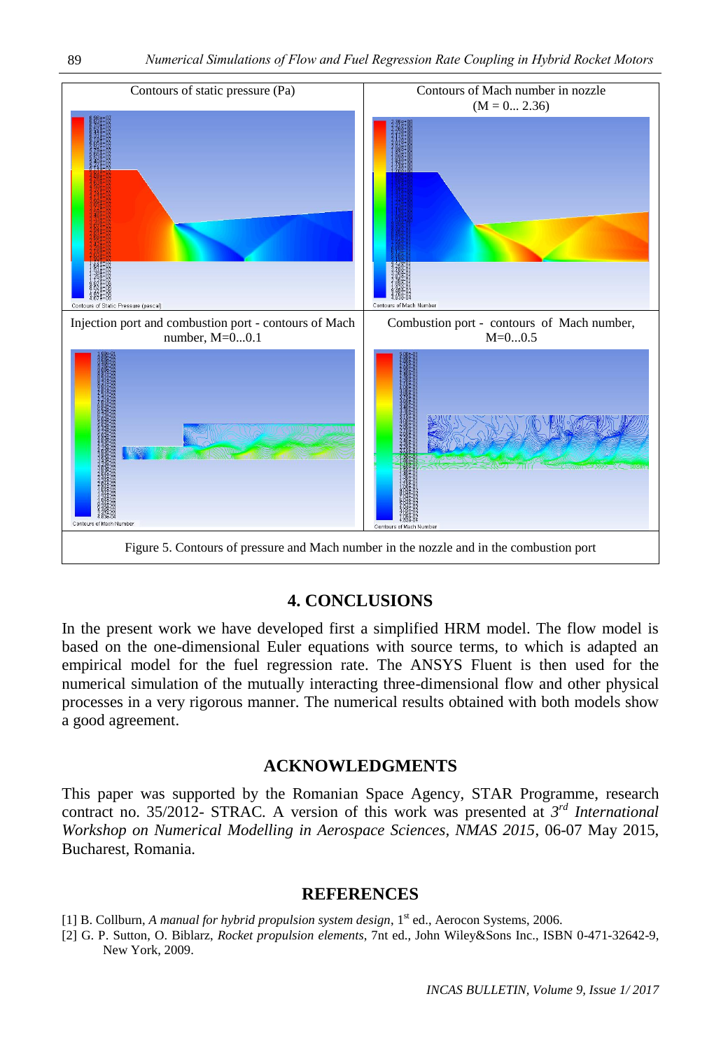| Contours of static pressure (Pa) | Contours of Mach number in nozzle (M = 0... 2.36) |
| --- | --- |
| Injection port and combustion port - contours of Mach number, M=0...0.1 | Combustion port - contours of Mach number, M=0...0.5 |

Figure 5. Contours of pressure and Mach number in the nozzle and in the combustion port

## 4. CONCLUSIONS

In the present work we have developed first a simplified HRM model. The flow model is based on the one-dimensional Euler equations with source terms, to which is adapted an empirical model for the fuel regression rate. The ANSYS Fluent is then used for the numerical simulation of the mutually interacting three-dimensional flow and other physical processes in a very rigorous manner. The numerical results obtained with both models show a good agreement.

## ACKNOWLEDGMENTS

This paper was supported by the Romanian Space Agency, STAR Programme, research contract no. 35/2012- STRAC. A version of this work was presented at 3rd *International Workshop on Numerical Modelling in Aerospace Sciences, NMAS 2015*, 06-07 May 2015, Bucharest, Romania.

## REFERENCES

[1] B. Collburn, *A manual for hybrid propulsion system design*, 1st ed., Aerocon Systems, 2006.

[2] G. P. Sutton, O. Biblarz, *Rocket propulsion elements*, 7nt ed., John Wiley&Sons Inc., ISBN 0-471-32642-9, New York, 2009.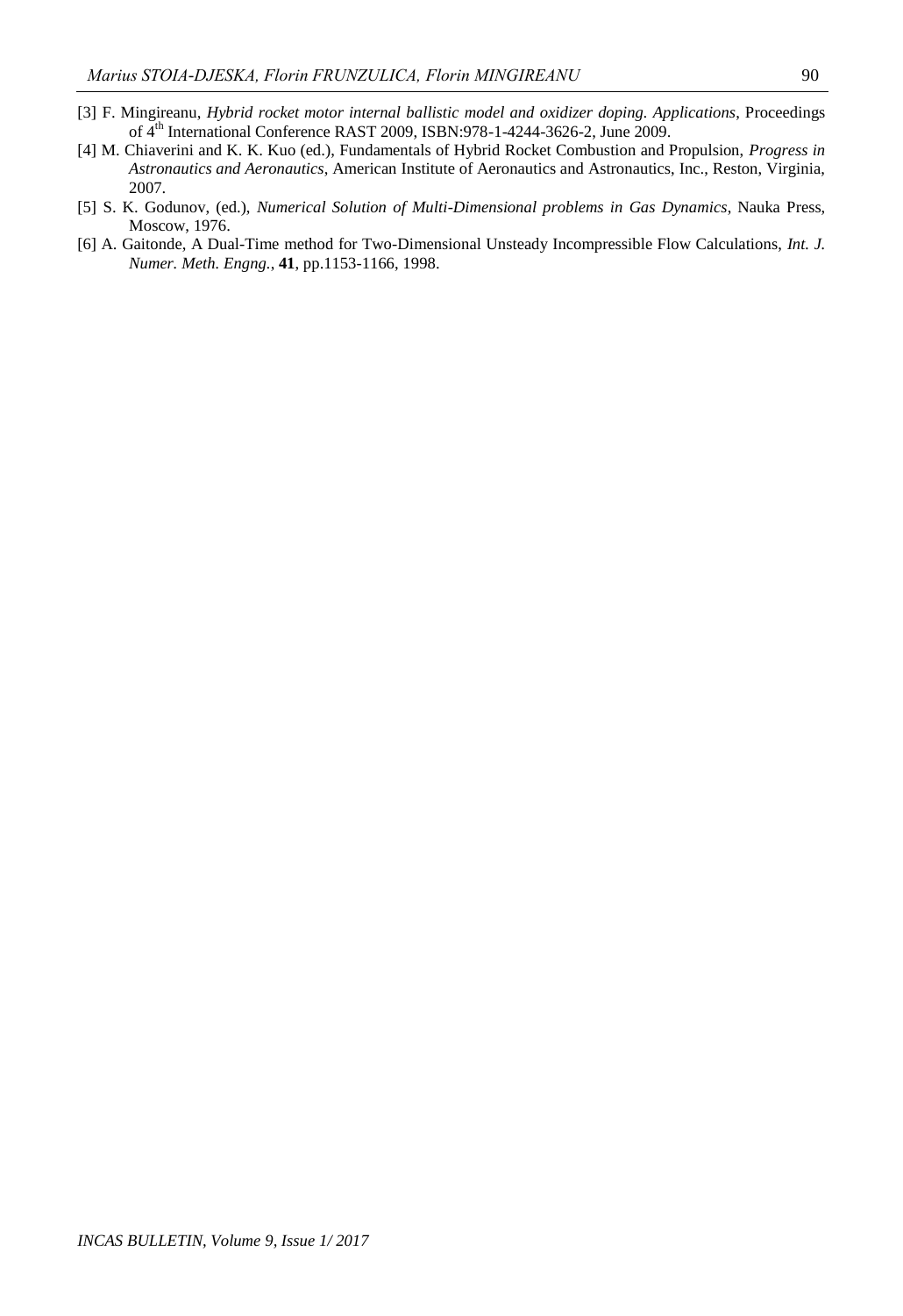[3] F. Mingireanu, *Hybrid rocket motor internal ballistic model and oxidizer doping. Applications*, Proceedings of 4th International Conference RAST 2009, ISBN:978-1-4244-3626-2, June 2009.

[4] M. Chiaverini and K. K. Kuo (ed.), Fundamentals of Hybrid Rocket Combustion and Propulsion, *Progress in Astronautics and Aeronautics*, American Institute of Aeronautics and Astronautics, Inc., Reston, Virginia, 2007.

[5] S. K. Godunov, (ed.), *Numerical Solution of Multi-Dimensional problems in Gas Dynamics*, Nauka Press, Moscow, 1976.

[6] A. Gaitonde, A Dual-Time method for Two-Dimensional Unsteady Incompressible Flow Calculations, *Int. J. Numer. Meth. Engng.*, **41**, pp.1153-1166, 1998.